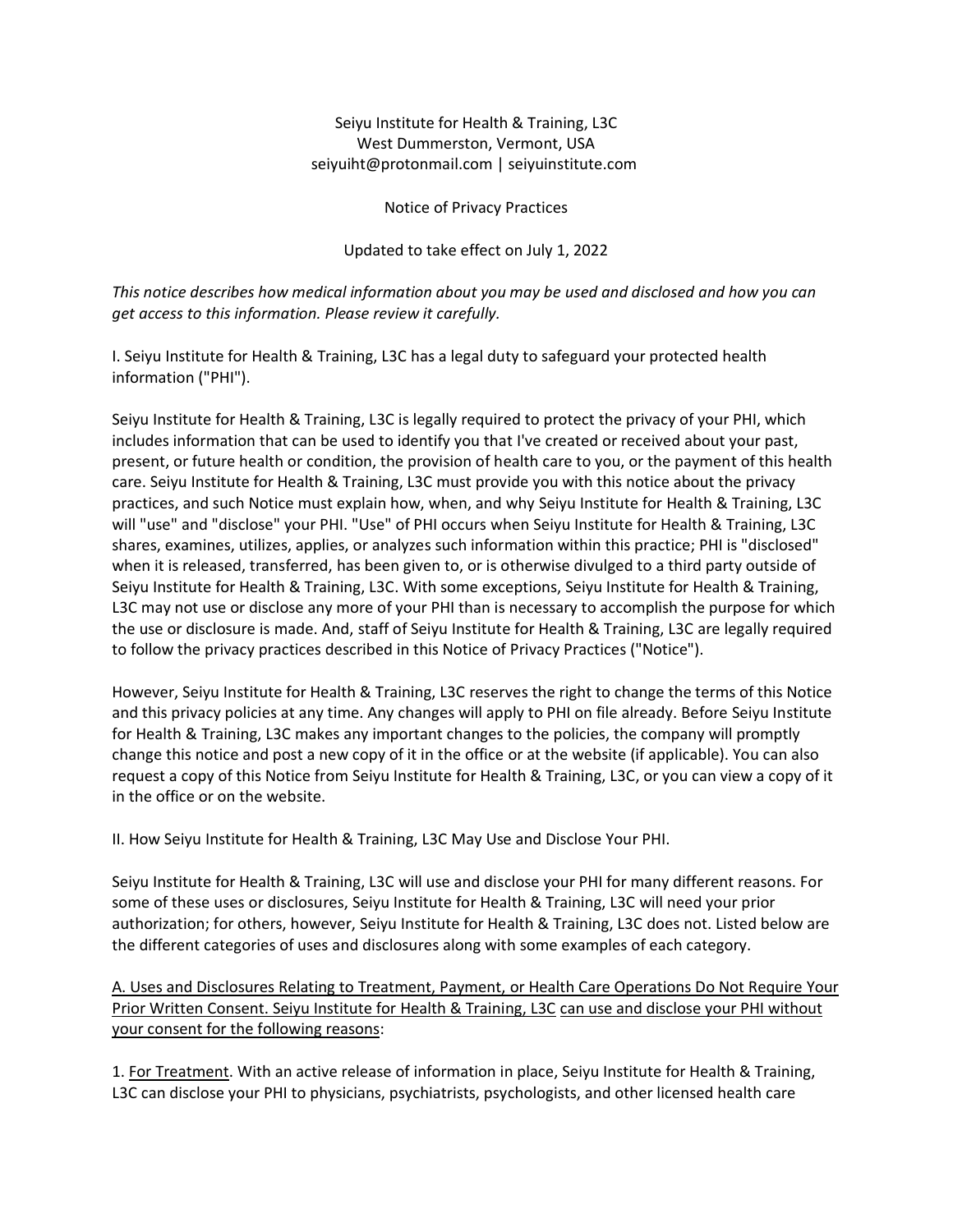Seiyu Institute for Health & Training, L3C
West Dummerston, Vermont, USA
seiyuiht@protonmail.com | seiyuinstitute.com

Notice of Privacy Practices

Updated to take effect on July 1, 2022

*This notice describes how medical information about you may be used and disclosed and how you can get access to this information. Please review it carefully.*

I. Seiyu Institute for Health & Training, L3C has a legal duty to safeguard your protected health information ("PHI").

Seiyu Institute for Health & Training, L3C is legally required to protect the privacy of your PHI, which includes information that can be used to identify you that I've created or received about your past, present, or future health or condition, the provision of health care to you, or the payment of this health care. Seiyu Institute for Health & Training, L3C must provide you with this notice about the privacy practices, and such Notice must explain how, when, and why Seiyu Institute for Health & Training, L3C will "use" and "disclose" your PHI. "Use" of PHI occurs when Seiyu Institute for Health & Training, L3C shares, examines, utilizes, applies, or analyzes such information within this practice; PHI is "disclosed" when it is released, transferred, has been given to, or is otherwise divulged to a third party outside of Seiyu Institute for Health & Training, L3C. With some exceptions, Seiyu Institute for Health & Training, L3C may not use or disclose any more of your PHI than is necessary to accomplish the purpose for which the use or disclosure is made. And, staff of Seiyu Institute for Health & Training, L3C are legally required to follow the privacy practices described in this Notice of Privacy Practices ("Notice").

However, Seiyu Institute for Health & Training, L3C reserves the right to change the terms of this Notice and this privacy policies at any time. Any changes will apply to PHI on file already. Before Seiyu Institute for Health & Training, L3C makes any important changes to the policies, the company will promptly change this notice and post a new copy of it in the office or at the website (if applicable). You can also request a copy of this Notice from Seiyu Institute for Health & Training, L3C, or you can view a copy of it in the office or on the website.

II. How Seiyu Institute for Health & Training, L3C May Use and Disclose Your PHI.

Seiyu Institute for Health & Training, L3C will use and disclose your PHI for many different reasons. For some of these uses or disclosures, Seiyu Institute for Health & Training, L3C will need your prior authorization; for others, however, Seiyu Institute for Health & Training, L3C does not. Listed below are the different categories of uses and disclosures along with some examples of each category.

<u>A. Uses and Disclosures Relating to Treatment, Payment, or Health Care Operations Do Not Require Your Prior Written Consent. Seiyu Institute for Health & Training, L3C</u> <u>can use and disclose your PHI without your consent for the following reasons</u>:

1. <u>For Treatment</u>. With an active release of information in place, Seiyu Institute for Health & Training, L3C can disclose your PHI to physicians, psychiatrists, psychologists, and other licensed health care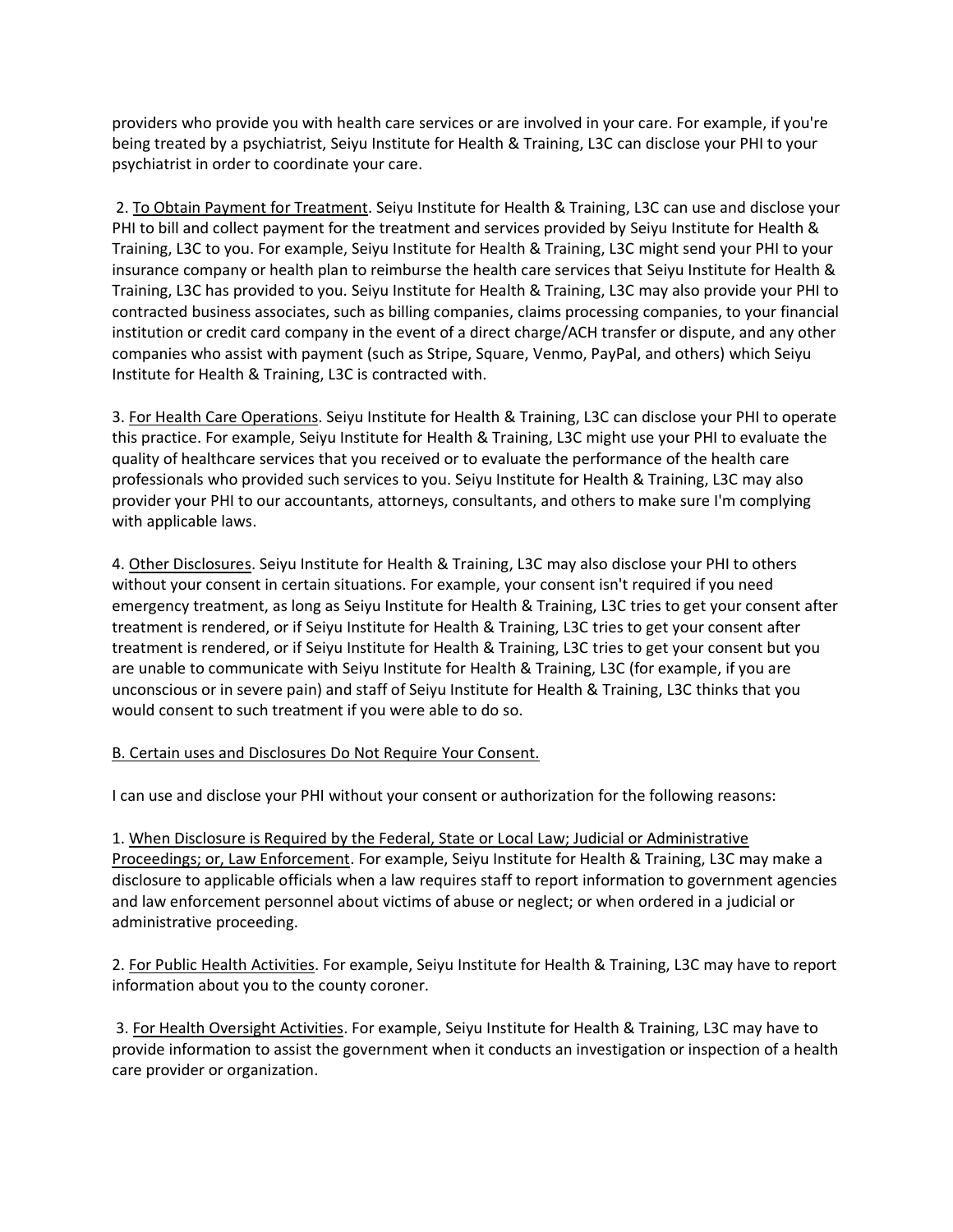providers who provide you with health care services or are involved in your care. For example, if you're being treated by a psychiatrist, Seiyu Institute for Health & Training, L3C can disclose your PHI to your psychiatrist in order to coordinate your care.

2. To Obtain Payment for Treatment. Seiyu Institute for Health & Training, L3C can use and disclose your PHI to bill and collect payment for the treatment and services provided by Seiyu Institute for Health & Training, L3C to you. For example, Seiyu Institute for Health & Training, L3C might send your PHI to your insurance company or health plan to reimburse the health care services that Seiyu Institute for Health & Training, L3C has provided to you. Seiyu Institute for Health & Training, L3C may also provide your PHI to contracted business associates, such as billing companies, claims processing companies, to your financial institution or credit card company in the event of a direct charge/ACH transfer or dispute, and any other companies who assist with payment (such as Stripe, Square, Venmo, PayPal, and others) which Seiyu Institute for Health & Training, L3C is contracted with.

3. For Health Care Operations. Seiyu Institute for Health & Training, L3C can disclose your PHI to operate this practice. For example, Seiyu Institute for Health & Training, L3C might use your PHI to evaluate the quality of healthcare services that you received or to evaluate the performance of the health care professionals who provided such services to you. Seiyu Institute for Health & Training, L3C may also provider your PHI to our accountants, attorneys, consultants, and others to make sure I'm complying with applicable laws.

4. Other Disclosures. Seiyu Institute for Health & Training, L3C may also disclose your PHI to others without your consent in certain situations. For example, your consent isn't required if you need emergency treatment, as long as Seiyu Institute for Health & Training, L3C tries to get your consent after treatment is rendered, or if Seiyu Institute for Health & Training, L3C tries to get your consent after treatment is rendered, or if Seiyu Institute for Health & Training, L3C tries to get your consent but you are unable to communicate with Seiyu Institute for Health & Training, L3C (for example, if you are unconscious or in severe pain) and staff of Seiyu Institute for Health & Training, L3C thinks that you would consent to such treatment if you were able to do so.

B. Certain uses and Disclosures Do Not Require Your Consent.

I can use and disclose your PHI without your consent or authorization for the following reasons:

1. When Disclosure is Required by the Federal, State or Local Law; Judicial or Administrative Proceedings; or, Law Enforcement. For example, Seiyu Institute for Health & Training, L3C may make a disclosure to applicable officials when a law requires staff to report information to government agencies and law enforcement personnel about victims of abuse or neglect; or when ordered in a judicial or administrative proceeding.

2. For Public Health Activities. For example, Seiyu Institute for Health & Training, L3C may have to report information about you to the county coroner.

3. For Health Oversight Activities. For example, Seiyu Institute for Health & Training, L3C may have to provide information to assist the government when it conducts an investigation or inspection of a health care provider or organization.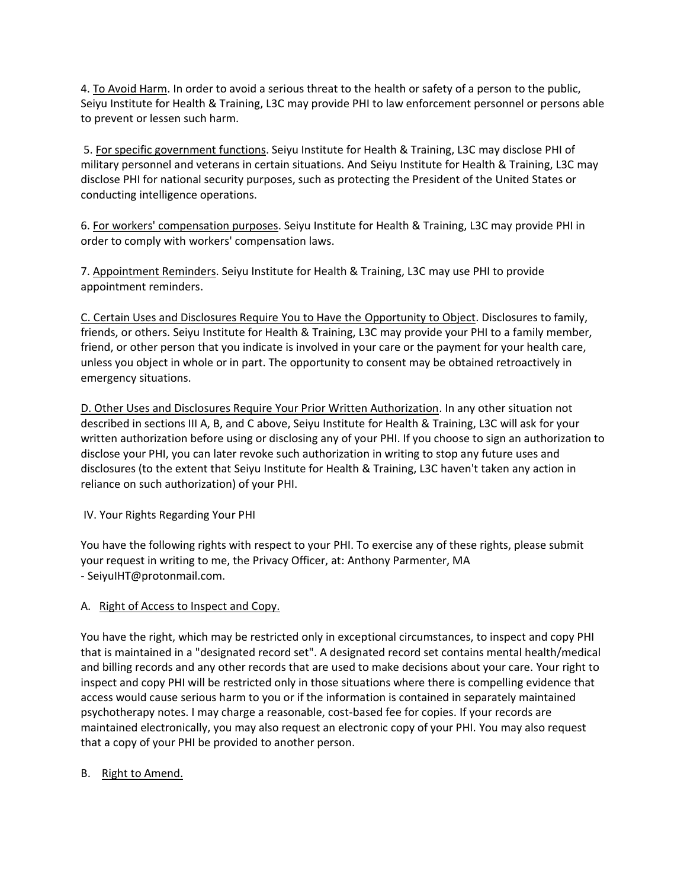4. <u>To Avoid Harm</u>. In order to avoid a serious threat to the health or safety of a person to the public, Seiyu Institute for Health & Training, L3C may provide PHI to law enforcement personnel or persons able to prevent or lessen such harm.

5. <u>For specific government functions</u>. Seiyu Institute for Health & Training, L3C may disclose PHI of military personnel and veterans in certain situations. And Seiyu Institute for Health & Training, L3C may disclose PHI for national security purposes, such as protecting the President of the United States or conducting intelligence operations.

6. <u>For workers' compensation purposes</u>. Seiyu Institute for Health & Training, L3C may provide PHI in order to comply with workers' compensation laws.

7. <u>Appointment Reminders</u>. Seiyu Institute for Health & Training, L3C may use PHI to provide appointment reminders.

<u>C. Certain Uses and Disclosures Require You to Have the Opportunity to Object</u>. Disclosures to family, friends, or others. Seiyu Institute for Health & Training, L3C may provide your PHI to a family member, friend, or other person that you indicate is involved in your care or the payment for your health care, unless you object in whole or in part. The opportunity to consent may be obtained retroactively in emergency situations.

<u>D. Other Uses and Disclosures Require Your Prior Written Authorization</u>. In any other situation not described in sections III A, B, and C above, Seiyu Institute for Health & Training, L3C will ask for your written authorization before using or disclosing any of your PHI. If you choose to sign an authorization to disclose your PHI, you can later revoke such authorization in writing to stop any future uses and disclosures (to the extent that Seiyu Institute for Health & Training, L3C haven't taken any action in reliance on such authorization) of your PHI.

IV. Your Rights Regarding Your PHI

You have the following rights with respect to your PHI. To exercise any of these rights, please submit your request in writing to me, the Privacy Officer, at: Anthony Parmenter, MA - SeiyuIHT@protonmail.com.

A. <u>Right of Access to Inspect and Copy.</u>

You have the right, which may be restricted only in exceptional circumstances, to inspect and copy PHI that is maintained in a "designated record set". A designated record set contains mental health/medical and billing records and any other records that are used to make decisions about your care. Your right to inspect and copy PHI will be restricted only in those situations where there is compelling evidence that access would cause serious harm to you or if the information is contained in separately maintained psychotherapy notes. I may charge a reasonable, cost-based fee for copies. If your records are maintained electronically, you may also request an electronic copy of your PHI. You may also request that a copy of your PHI be provided to another person.

B. <u>Right to Amend.</u>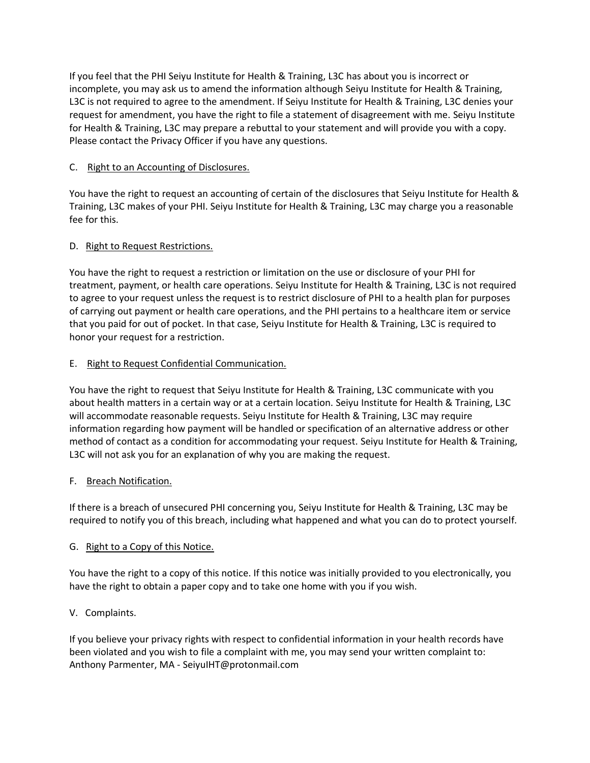If you feel that the PHI Seiyu Institute for Health & Training, L3C has about you is incorrect or incomplete, you may ask us to amend the information although Seiyu Institute for Health & Training, L3C is not required to agree to the amendment. If Seiyu Institute for Health & Training, L3C denies your request for amendment, you have the right to file a statement of disagreement with me. Seiyu Institute for Health & Training, L3C may prepare a rebuttal to your statement and will provide you with a copy. Please contact the Privacy Officer if you have any questions.

C. Right to an Accounting of Disclosures.

You have the right to request an accounting of certain of the disclosures that Seiyu Institute for Health & Training, L3C makes of your PHI. Seiyu Institute for Health & Training, L3C may charge you a reasonable fee for this.

D. Right to Request Restrictions.

You have the right to request a restriction or limitation on the use or disclosure of your PHI for treatment, payment, or health care operations. Seiyu Institute for Health & Training, L3C is not required to agree to your request unless the request is to restrict disclosure of PHI to a health plan for purposes of carrying out payment or health care operations, and the PHI pertains to a healthcare item or service that you paid for out of pocket. In that case, Seiyu Institute for Health & Training, L3C is required to honor your request for a restriction.

E. Right to Request Confidential Communication.

You have the right to request that Seiyu Institute for Health & Training, L3C communicate with you about health matters in a certain way or at a certain location. Seiyu Institute for Health & Training, L3C will accommodate reasonable requests. Seiyu Institute for Health & Training, L3C may require information regarding how payment will be handled or specification of an alternative address or other method of contact as a condition for accommodating your request. Seiyu Institute for Health & Training, L3C will not ask you for an explanation of why you are making the request.

F. Breach Notification.

If there is a breach of unsecured PHI concerning you, Seiyu Institute for Health & Training, L3C may be required to notify you of this breach, including what happened and what you can do to protect yourself.

G. Right to a Copy of this Notice.

You have the right to a copy of this notice. If this notice was initially provided to you electronically, you have the right to obtain a paper copy and to take one home with you if you wish.

V. Complaints.

If you believe your privacy rights with respect to confidential information in your health records have been violated and you wish to file a complaint with me, you may send your written complaint to: Anthony Parmenter, MA - SeiyuIHT@protonmail.com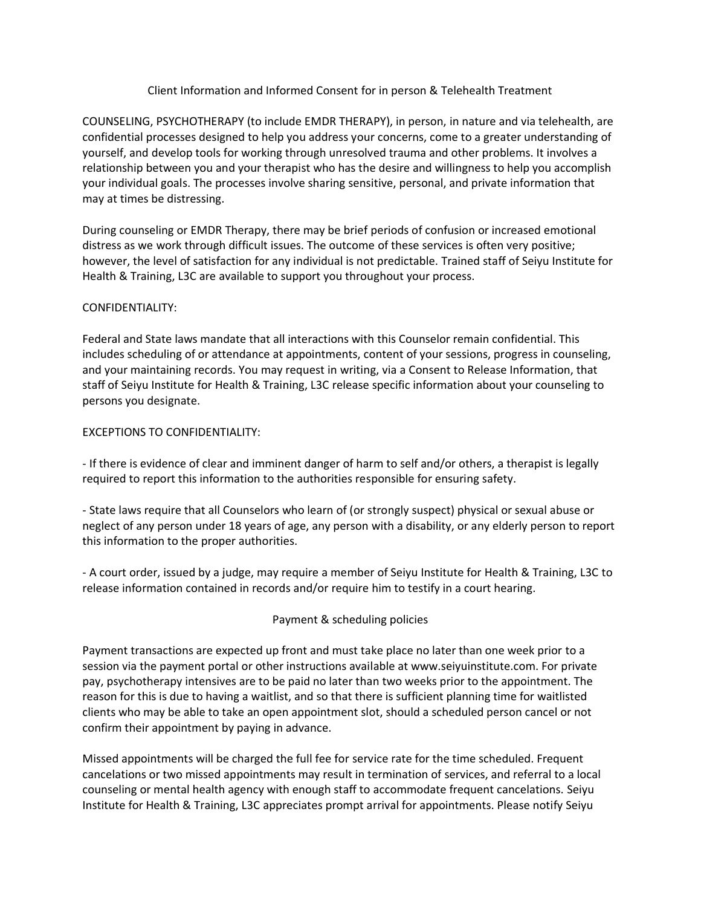# Client Information and Informed Consent for in person & Telehealth Treatment

COUNSELING, PSYCHOTHERAPY (to include EMDR THERAPY), in person, in nature and via telehealth, are confidential processes designed to help you address your concerns, come to a greater understanding of yourself, and develop tools for working through unresolved trauma and other problems. It involves a relationship between you and your therapist who has the desire and willingness to help you accomplish your individual goals. The processes involve sharing sensitive, personal, and private information that may at times be distressing.

During counseling or EMDR Therapy, there may be brief periods of confusion or increased emotional distress as we work through difficult issues. The outcome of these services is often very positive; however, the level of satisfaction for any individual is not predictable. Trained staff of Seiyu Institute for Health & Training, L3C are available to support you throughout your process.

## CONFIDENTIALITY:

Federal and State laws mandate that all interactions with this Counselor remain confidential. This includes scheduling of or attendance at appointments, content of your sessions, progress in counseling, and your maintaining records. You may request in writing, via a Consent to Release Information, that staff of Seiyu Institute for Health & Training, L3C release specific information about your counseling to persons you designate.

## EXCEPTIONS TO CONFIDENTIALITY:

- If there is evidence of clear and imminent danger of harm to self and/or others, a therapist is legally required to report this information to the authorities responsible for ensuring safety.

- State laws require that all Counselors who learn of (or strongly suspect) physical or sexual abuse or neglect of any person under 18 years of age, any person with a disability, or any elderly person to report this information to the proper authorities.

- A court order, issued by a judge, may require a member of Seiyu Institute for Health & Training, L3C to release information contained in records and/or require him to testify in a court hearing.

## Payment & scheduling policies

Payment transactions are expected up front and must take place no later than one week prior to a session via the payment portal or other instructions available at www.seiyuinstitute.com. For private pay, psychotherapy intensives are to be paid no later than two weeks prior to the appointment. The reason for this is due to having a waitlist, and so that there is sufficient planning time for waitlisted clients who may be able to take an open appointment slot, should a scheduled person cancel or not confirm their appointment by paying in advance.

Missed appointments will be charged the full fee for service rate for the time scheduled. Frequent cancelations or two missed appointments may result in termination of services, and referral to a local counseling or mental health agency with enough staff to accommodate frequent cancelations. Seiyu Institute for Health & Training, L3C appreciates prompt arrival for appointments. Please notify Seiyu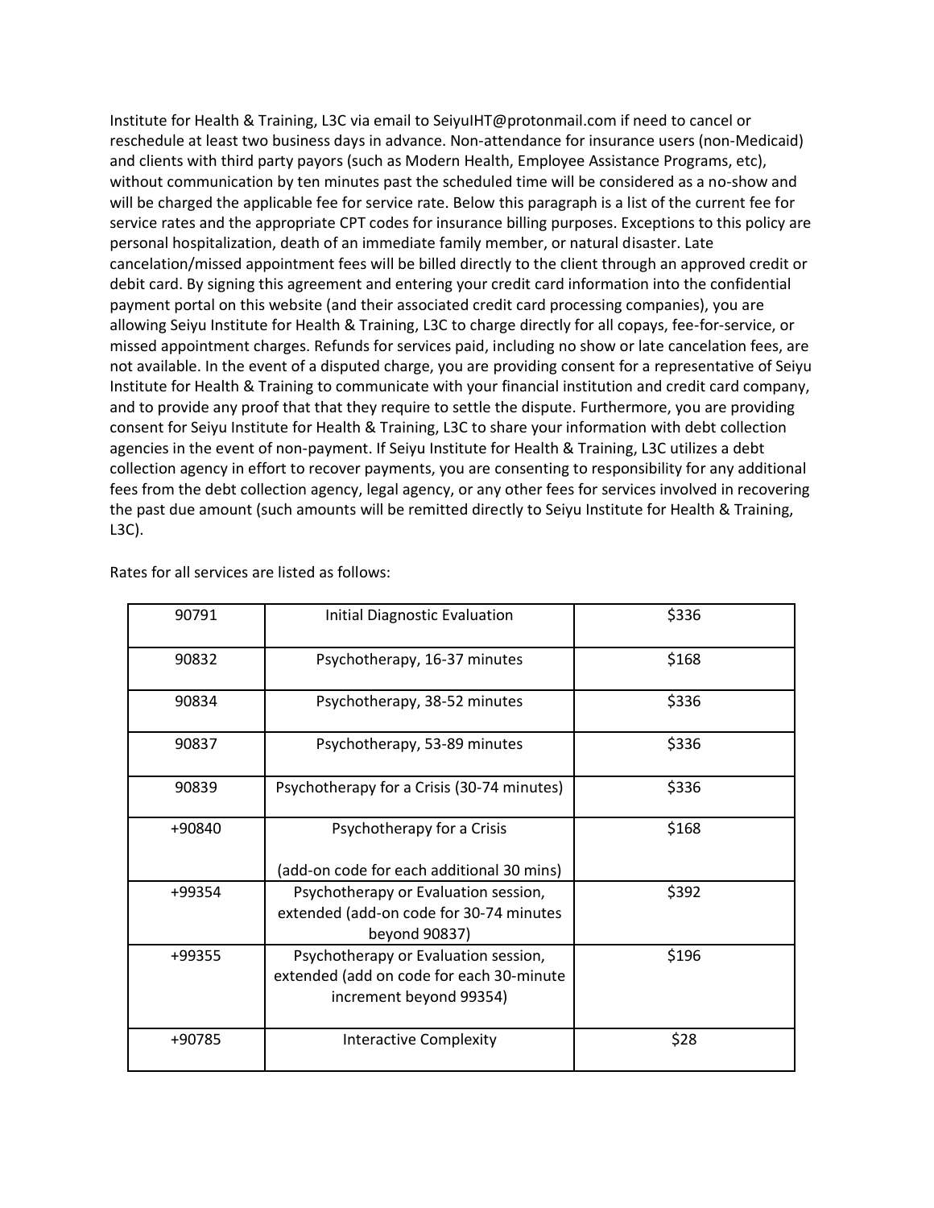Institute for Health & Training, L3C via email to SeiyuIHT@protonmail.com if need to cancel or reschedule at least two business days in advance. Non-attendance for insurance users (non-Medicaid) and clients with third party payors (such as Modern Health, Employee Assistance Programs, etc), without communication by ten minutes past the scheduled time will be considered as a no-show and will be charged the applicable fee for service rate. Below this paragraph is a list of the current fee for service rates and the appropriate CPT codes for insurance billing purposes. Exceptions to this policy are personal hospitalization, death of an immediate family member, or natural disaster. Late cancelation/missed appointment fees will be billed directly to the client through an approved credit or debit card. By signing this agreement and entering your credit card information into the confidential payment portal on this website (and their associated credit card processing companies), you are allowing Seiyu Institute for Health & Training, L3C to charge directly for all copays, fee-for-service, or missed appointment charges. Refunds for services paid, including no show or late cancelation fees, are not available. In the event of a disputed charge, you are providing consent for a representative of Seiyu Institute for Health & Training to communicate with your financial institution and credit card company, and to provide any proof that that they require to settle the dispute. Furthermore, you are providing consent for Seiyu Institute for Health & Training, L3C to share your information with debt collection agencies in the event of non-payment. If Seiyu Institute for Health & Training, L3C utilizes a debt collection agency in effort to recover payments, you are consenting to responsibility for any additional fees from the debt collection agency, legal agency, or any other fees for services involved in recovering the past due amount (such amounts will be remitted directly to Seiyu Institute for Health & Training, L3C).

Rates for all services are listed as follows:

| | | |
|---|---|---|
| 90791 | Initial Diagnostic Evaluation | $336 |
| 90832 | Psychotherapy, 16-37 minutes | $168 |
| 90834 | Psychotherapy, 38-52 minutes | $336 |
| 90837 | Psychotherapy, 53-89 minutes | $336 |
| 90839 | Psychotherapy for a Crisis (30-74 minutes) | $336 |
| +90840 | Psychotherapy for a Crisis (add-on code for each additional 30 mins) | $168 |
| +99354 | Psychotherapy or Evaluation session, extended (add-on code for 30-74 minutes beyond 90837) | $392 |
| +99355 | Psychotherapy or Evaluation session, extended (add on code for each 30-minute increment beyond 99354) | $196 |
| +90785 | Interactive Complexity | $28 |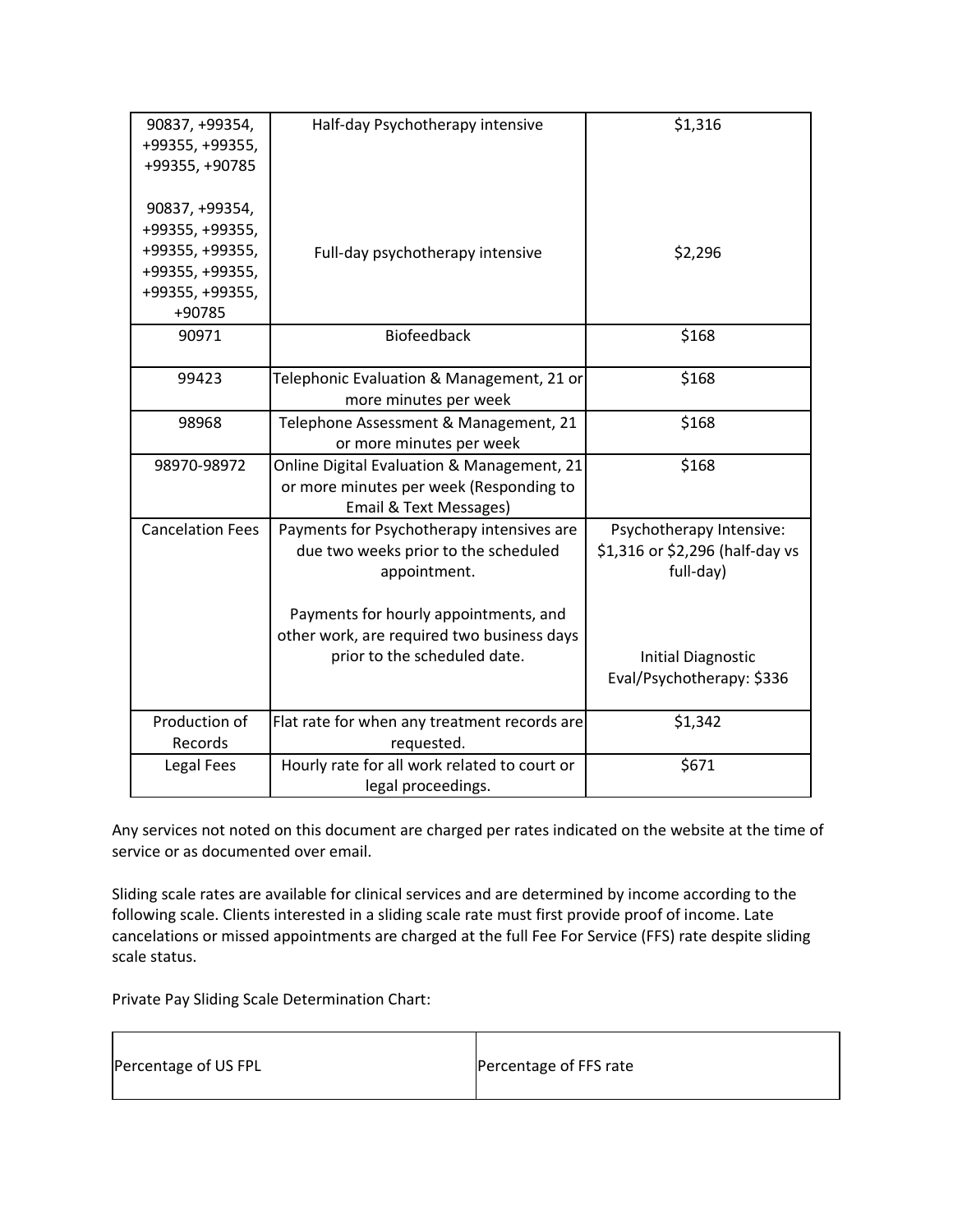| | | |
|---|---|---|
| 90837, +99354, +99355, +99355, +99355, +90785<br><br>90837, +99354, +99355, +99355, +99355, +99355, +99355, +99355, +99355, +99355, +90785 | Half-day Psychotherapy intensive<br><br>Full-day psychotherapy intensive | $1,316<br><br>$2,296 |
| 90971 | Biofeedback | $168 |
| 99423 | Telephonic Evaluation & Management, 21 or more minutes per week | $168 |
| 98968 | Telephone Assessment & Management, 21 or more minutes per week | $168 |
| 98970-98972 | Online Digital Evaluation & Management, 21 or more minutes per week (Responding to Email & Text Messages) | $168 |
| Cancelation Fees | Payments for Psychotherapy intensives are due two weeks prior to the scheduled appointment.<br><br>Payments for hourly appointments, and other work, are required two business days prior to the scheduled date. | Psychotherapy Intensive: $1,316 or $2,296 (half-day vs full-day)<br><br>Initial Diagnostic Eval/Psychotherapy: $336 |
| Production of Records | Flat rate for when any treatment records are requested. | $1,342 |
| Legal Fees | Hourly rate for all work related to court or legal proceedings. | $671 |

Any services not noted on this document are charged per rates indicated on the website at the time of service or as documented over email.

Sliding scale rates are available for clinical services and are determined by income according to the following scale. Clients interested in a sliding scale rate must first provide proof of income. Late cancelations or missed appointments are charged at the full Fee For Service (FFS) rate despite sliding scale status.

Private Pay Sliding Scale Determination Chart:

| Percentage of US FPL | Percentage of FFS rate |
|---|---|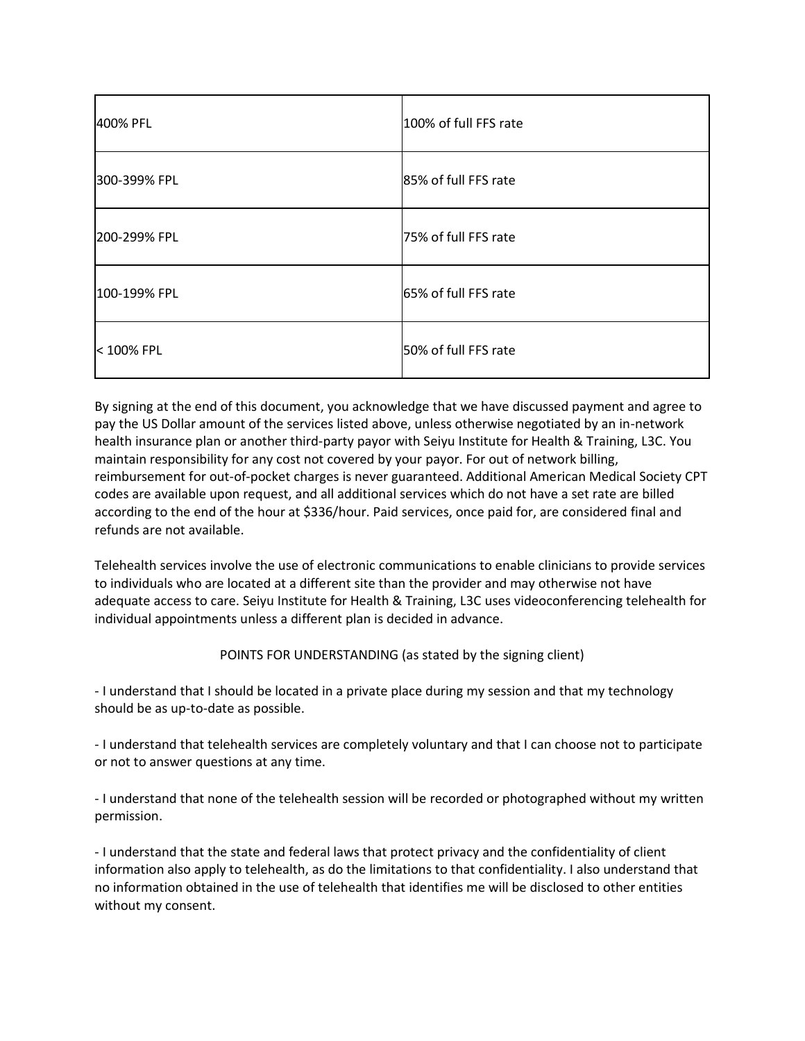| 400% PFL | 100% of full FFS rate |
|---|---|
| 300-399% FPL | 85% of full FFS rate |
| 200-299% FPL | 75% of full FFS rate |
| 100-199% FPL | 65% of full FFS rate |
| < 100% FPL | 50% of full FFS rate |

By signing at the end of this document, you acknowledge that we have discussed payment and agree to pay the US Dollar amount of the services listed above, unless otherwise negotiated by an in-network health insurance plan or another third-party payor with Seiyu Institute for Health & Training, L3C. You maintain responsibility for any cost not covered by your payor. For out of network billing, reimbursement for out-of-pocket charges is never guaranteed. Additional American Medical Society CPT codes are available upon request, and all additional services which do not have a set rate are billed according to the end of the hour at $336/hour. Paid services, once paid for, are considered final and refunds are not available.

Telehealth services involve the use of electronic communications to enable clinicians to provide services to individuals who are located at a different site than the provider and may otherwise not have adequate access to care. Seiyu Institute for Health & Training, L3C uses videoconferencing telehealth for individual appointments unless a different plan is decided in advance.

POINTS FOR UNDERSTANDING (as stated by the signing client)

- I understand that I should be located in a private place during my session and that my technology should be as up-to-date as possible.

- I understand that telehealth services are completely voluntary and that I can choose not to participate or not to answer questions at any time.

- I understand that none of the telehealth session will be recorded or photographed without my written permission.

- I understand that the state and federal laws that protect privacy and the confidentiality of client information also apply to telehealth, as do the limitations to that confidentiality. I also understand that no information obtained in the use of telehealth that identifies me will be disclosed to other entities without my consent.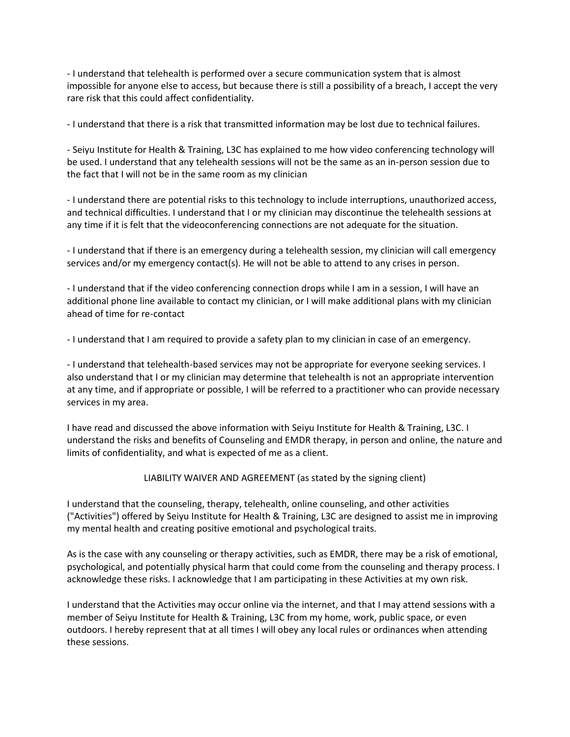- I understand that telehealth is performed over a secure communication system that is almost impossible for anyone else to access, but because there is still a possibility of a breach, I accept the very rare risk that this could affect confidentiality.

- I understand that there is a risk that transmitted information may be lost due to technical failures.

- Seiyu Institute for Health & Training, L3C has explained to me how video conferencing technology will be used. I understand that any telehealth sessions will not be the same as an in-person session due to the fact that I will not be in the same room as my clinician

- I understand there are potential risks to this technology to include interruptions, unauthorized access, and technical difficulties. I understand that I or my clinician may discontinue the telehealth sessions at any time if it is felt that the videoconferencing connections are not adequate for the situation.

- I understand that if there is an emergency during a telehealth session, my clinician will call emergency services and/or my emergency contact(s). He will not be able to attend to any crises in person.

- I understand that if the video conferencing connection drops while I am in a session, I will have an additional phone line available to contact my clinician, or I will make additional plans with my clinician ahead of time for re-contact

- I understand that I am required to provide a safety plan to my clinician in case of an emergency.

- I understand that telehealth-based services may not be appropriate for everyone seeking services. I also understand that I or my clinician may determine that telehealth is not an appropriate intervention at any time, and if appropriate or possible, I will be referred to a practitioner who can provide necessary services in my area.

I have read and discussed the above information with Seiyu Institute for Health & Training, L3C. I understand the risks and benefits of Counseling and EMDR therapy, in person and online, the nature and limits of confidentiality, and what is expected of me as a client.

## LIABILITY WAIVER AND AGREEMENT (as stated by the signing client)

I understand that the counseling, therapy, telehealth, online counseling, and other activities ("Activities") offered by Seiyu Institute for Health & Training, L3C are designed to assist me in improving my mental health and creating positive emotional and psychological traits.

As is the case with any counseling or therapy activities, such as EMDR, there may be a risk of emotional, psychological, and potentially physical harm that could come from the counseling and therapy process. I acknowledge these risks. I acknowledge that I am participating in these Activities at my own risk.

I understand that the Activities may occur online via the internet, and that I may attend sessions with a member of Seiyu Institute for Health & Training, L3C from my home, work, public space, or even outdoors. I hereby represent that at all times I will obey any local rules or ordinances when attending these sessions.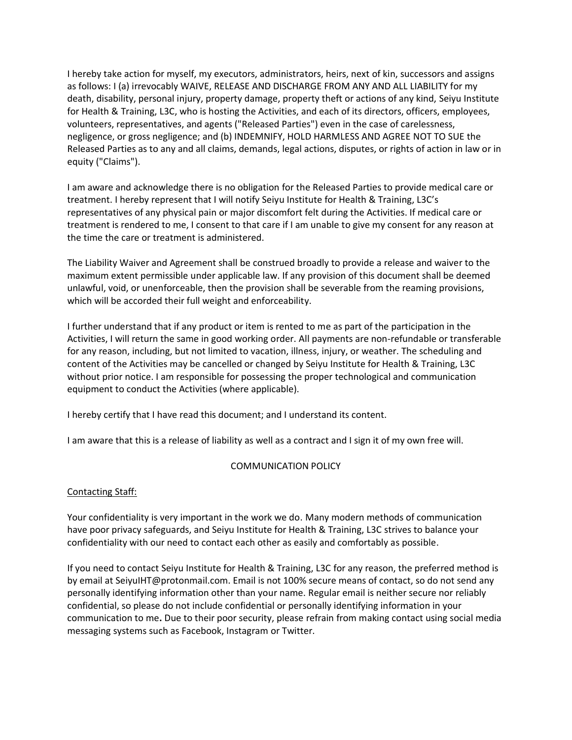I hereby take action for myself, my executors, administrators, heirs, next of kin, successors and assigns as follows: I (a) irrevocably WAIVE, RELEASE AND DISCHARGE FROM ANY AND ALL LIABILITY for my death, disability, personal injury, property damage, property theft or actions of any kind, Seiyu Institute for Health & Training, L3C, who is hosting the Activities, and each of its directors, officers, employees, volunteers, representatives, and agents ("Released Parties") even in the case of carelessness, negligence, or gross negligence; and (b) INDEMNIFY, HOLD HARMLESS AND AGREE NOT TO SUE the Released Parties as to any and all claims, demands, legal actions, disputes, or rights of action in law or in equity ("Claims").

I am aware and acknowledge there is no obligation for the Released Parties to provide medical care or treatment. I hereby represent that I will notify Seiyu Institute for Health & Training, L3C's representatives of any physical pain or major discomfort felt during the Activities. If medical care or treatment is rendered to me, I consent to that care if I am unable to give my consent for any reason at the time the care or treatment is administered.

The Liability Waiver and Agreement shall be construed broadly to provide a release and waiver to the maximum extent permissible under applicable law. If any provision of this document shall be deemed unlawful, void, or unenforceable, then the provision shall be severable from the reaming provisions, which will be accorded their full weight and enforceability.

I further understand that if any product or item is rented to me as part of the participation in the Activities, I will return the same in good working order. All payments are non-refundable or transferable for any reason, including, but not limited to vacation, illness, injury, or weather. The scheduling and content of the Activities may be cancelled or changed by Seiyu Institute for Health & Training, L3C without prior notice. I am responsible for possessing the proper technological and communication equipment to conduct the Activities (where applicable).

I hereby certify that I have read this document; and I understand its content.

I am aware that this is a release of liability as well as a contract and I sign it of my own free will.

## COMMUNICATION POLICY

Contacting Staff:

Your confidentiality is very important in the work we do. Many modern methods of communication have poor privacy safeguards, and Seiyu Institute for Health & Training, L3C strives to balance your confidentiality with our need to contact each other as easily and comfortably as possible.

If you need to contact Seiyu Institute for Health & Training, L3C for any reason, the preferred method is by email at SeiyuIHT@protonmail.com. Email is not 100% secure means of contact, so do not send any personally identifying information other than your name. Regular email is neither secure nor reliably confidential, so please do not include confidential or personally identifying information in your communication to me**.** Due to their poor security, please refrain from making contact using social media messaging systems such as Facebook, Instagram or Twitter.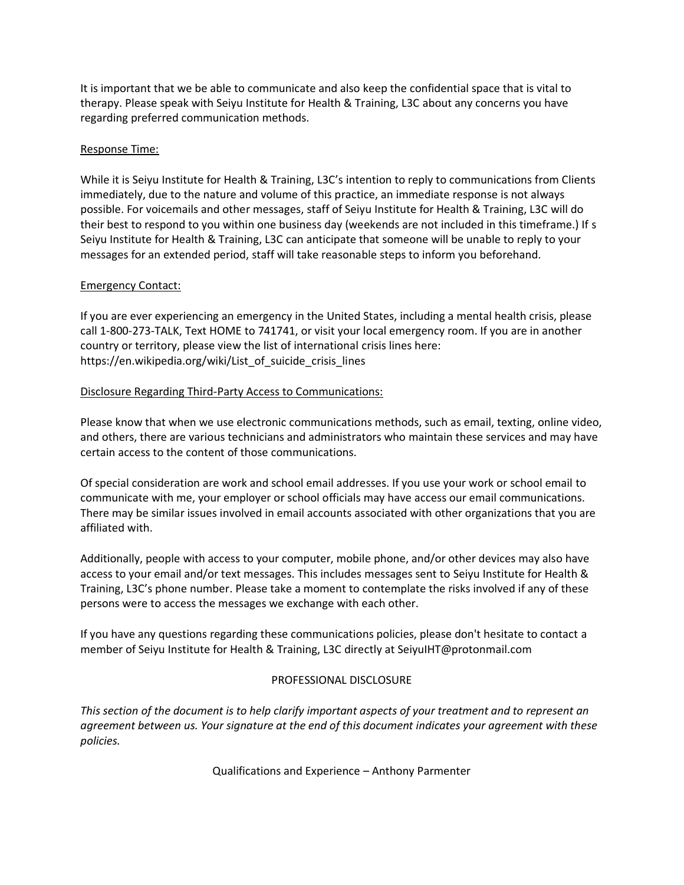It is important that we be able to communicate and also keep the confidential space that is vital to therapy. Please speak with Seiyu Institute for Health & Training, L3C about any concerns you have regarding preferred communication methods.

Response Time:

While it is Seiyu Institute for Health & Training, L3C's intention to reply to communications from Clients immediately, due to the nature and volume of this practice, an immediate response is not always possible. For voicemails and other messages, staff of Seiyu Institute for Health & Training, L3C will do their best to respond to you within one business day (weekends are not included in this timeframe.) If s Seiyu Institute for Health & Training, L3C can anticipate that someone will be unable to reply to your messages for an extended period, staff will take reasonable steps to inform you beforehand.

Emergency Contact:

If you are ever experiencing an emergency in the United States, including a mental health crisis, please call 1-800-273-TALK, Text HOME to 741741, or visit your local emergency room. If you are in another country or territory, please view the list of international crisis lines here: https://en.wikipedia.org/wiki/List_of_suicide_crisis_lines

Disclosure Regarding Third-Party Access to Communications:

Please know that when we use electronic communications methods, such as email, texting, online video, and others, there are various technicians and administrators who maintain these services and may have certain access to the content of those communications.

Of special consideration are work and school email addresses. If you use your work or school email to communicate with me, your employer or school officials may have access our email communications. There may be similar issues involved in email accounts associated with other organizations that you are affiliated with.

Additionally, people with access to your computer, mobile phone, and/or other devices may also have access to your email and/or text messages. This includes messages sent to Seiyu Institute for Health & Training, L3C's phone number. Please take a moment to contemplate the risks involved if any of these persons were to access the messages we exchange with each other.

If you have any questions regarding these communications policies, please don't hesitate to contact a member of Seiyu Institute for Health & Training, L3C directly at SeiyuIHT@protonmail.com

## PROFESSIONAL DISCLOSURE

*This section of the document is to help clarify important aspects of your treatment and to represent an agreement between us. Your signature at the end of this document indicates your agreement with these policies.*

### Qualifications and Experience – Anthony Parmenter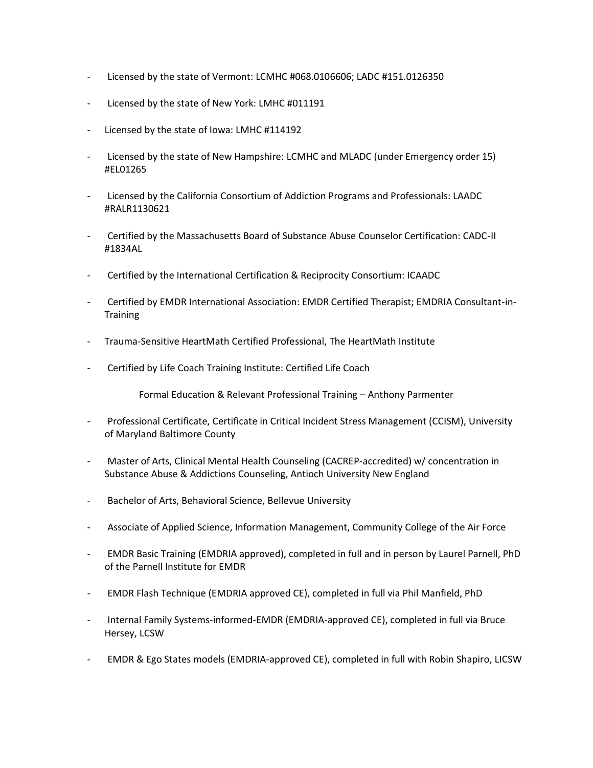- Licensed by the state of Vermont: LCMHC #068.0106606; LADC #151.0126350
- Licensed by the state of New York: LMHC #011191
- Licensed by the state of Iowa: LMHC #114192
- Licensed by the state of New Hampshire: LCMHC and MLADC (under Emergency order 15) #EL01265
- Licensed by the California Consortium of Addiction Programs and Professionals: LAADC #RALR1130621
- Certified by the Massachusetts Board of Substance Abuse Counselor Certification: CADC-II #1834AL
- Certified by the International Certification & Reciprocity Consortium: ICAADC
- Certified by EMDR International Association: EMDR Certified Therapist; EMDRIA Consultant-in-Training
- Trauma-Sensitive HeartMath Certified Professional, The HeartMath Institute
- Certified by Life Coach Training Institute: Certified Life Coach

## Formal Education & Relevant Professional Training – Anthony Parmenter

- Professional Certificate, Certificate in Critical Incident Stress Management (CCISM), University of Maryland Baltimore County
- Master of Arts, Clinical Mental Health Counseling (CACREP-accredited) w/ concentration in Substance Abuse & Addictions Counseling, Antioch University New England
- Bachelor of Arts, Behavioral Science, Bellevue University
- Associate of Applied Science, Information Management, Community College of the Air Force
- EMDR Basic Training (EMDRIA approved), completed in full and in person by Laurel Parnell, PhD of the Parnell Institute for EMDR
- EMDR Flash Technique (EMDRIA approved CE), completed in full via Phil Manfield, PhD
- Internal Family Systems-informed-EMDR (EMDRIA-approved CE), completed in full via Bruce Hersey, LCSW
- EMDR & Ego States models (EMDRIA-approved CE), completed in full with Robin Shapiro, LICSW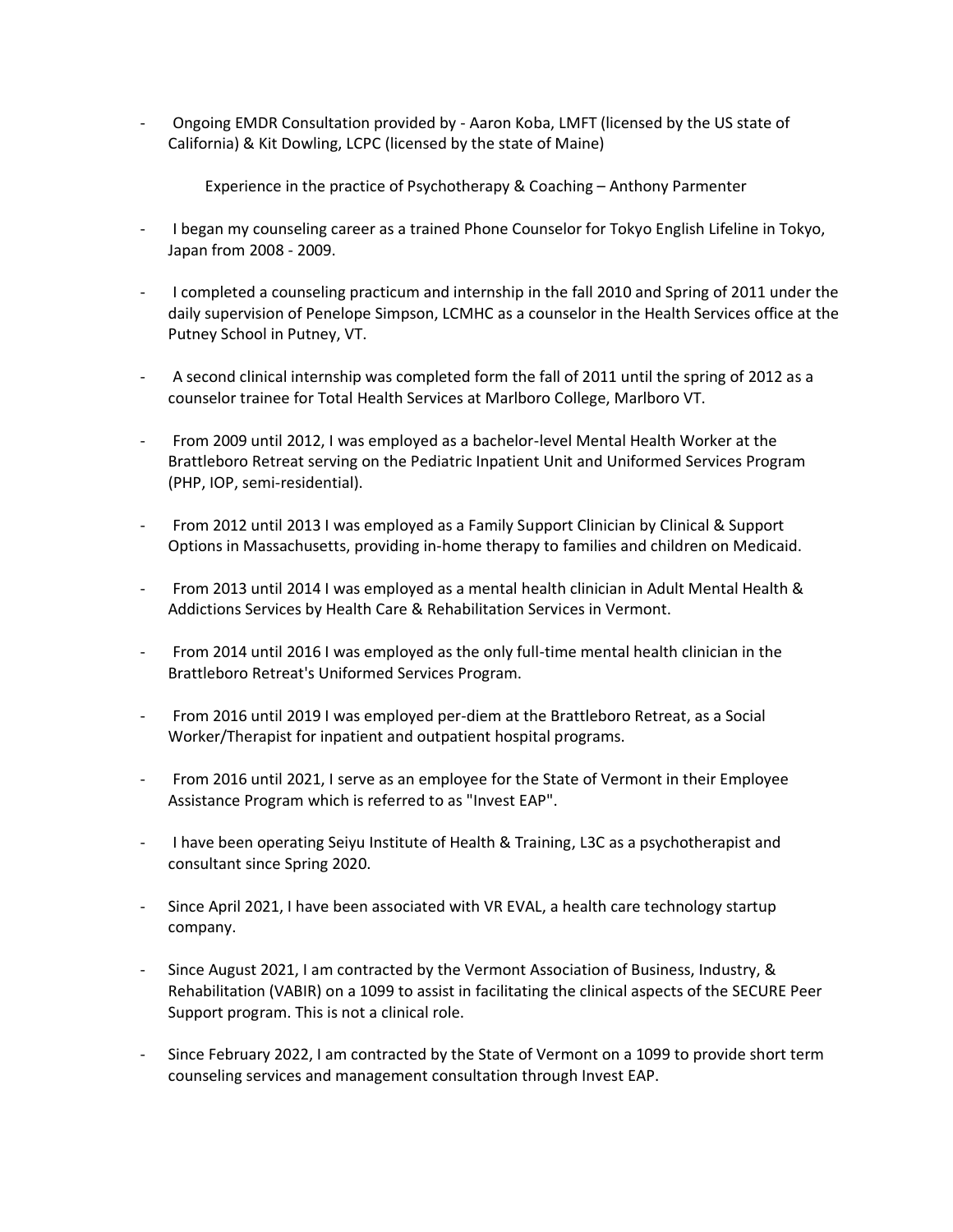- Ongoing EMDR Consultation provided by - Aaron Koba, LMFT (licensed by the US state of California) & Kit Dowling, LCPC (licensed by the state of Maine)

Experience in the practice of Psychotherapy & Coaching – Anthony Parmenter

- I began my counseling career as a trained Phone Counselor for Tokyo English Lifeline in Tokyo, Japan from 2008 - 2009.
- I completed a counseling practicum and internship in the fall 2010 and Spring of 2011 under the daily supervision of Penelope Simpson, LCMHC as a counselor in the Health Services office at the Putney School in Putney, VT.
- A second clinical internship was completed form the fall of 2011 until the spring of 2012 as a counselor trainee for Total Health Services at Marlboro College, Marlboro VT.
- From 2009 until 2012, I was employed as a bachelor-level Mental Health Worker at the Brattleboro Retreat serving on the Pediatric Inpatient Unit and Uniformed Services Program (PHP, IOP, semi-residential).
- From 2012 until 2013 I was employed as a Family Support Clinician by Clinical & Support Options in Massachusetts, providing in-home therapy to families and children on Medicaid.
- From 2013 until 2014 I was employed as a mental health clinician in Adult Mental Health & Addictions Services by Health Care & Rehabilitation Services in Vermont.
- From 2014 until 2016 I was employed as the only full-time mental health clinician in the Brattleboro Retreat's Uniformed Services Program.
- From 2016 until 2019 I was employed per-diem at the Brattleboro Retreat, as a Social Worker/Therapist for inpatient and outpatient hospital programs.
- From 2016 until 2021, I serve as an employee for the State of Vermont in their Employee Assistance Program which is referred to as "Invest EAP".
- I have been operating Seiyu Institute of Health & Training, L3C as a psychotherapist and consultant since Spring 2020.
- Since April 2021, I have been associated with VR EVAL, a health care technology startup company.
- Since August 2021, I am contracted by the Vermont Association of Business, Industry, & Rehabilitation (VABIR) on a 1099 to assist in facilitating the clinical aspects of the SECURE Peer Support program. This is not a clinical role.
- Since February 2022, I am contracted by the State of Vermont on a 1099 to provide short term counseling services and management consultation through Invest EAP.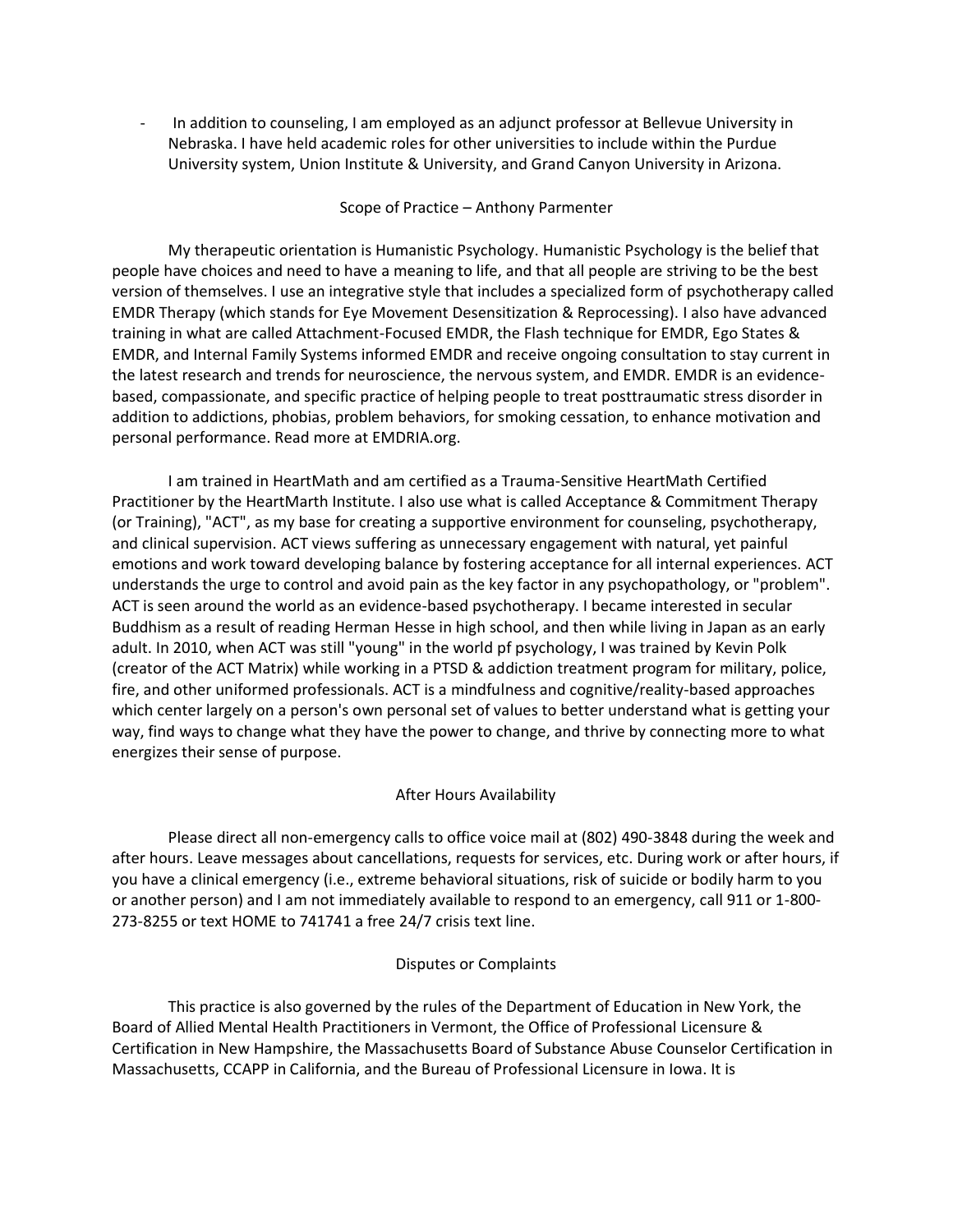- In addition to counseling, I am employed as an adjunct professor at Bellevue University in Nebraska. I have held academic roles for other universities to include within the Purdue University system, Union Institute & University, and Grand Canyon University in Arizona.

## Scope of Practice – Anthony Parmenter

My therapeutic orientation is Humanistic Psychology. Humanistic Psychology is the belief that people have choices and need to have a meaning to life, and that all people are striving to be the best version of themselves. I use an integrative style that includes a specialized form of psychotherapy called EMDR Therapy (which stands for Eye Movement Desensitization & Reprocessing). I also have advanced training in what are called Attachment-Focused EMDR, the Flash technique for EMDR, Ego States & EMDR, and Internal Family Systems informed EMDR and receive ongoing consultation to stay current in the latest research and trends for neuroscience, the nervous system, and EMDR. EMDR is an evidence-based, compassionate, and specific practice of helping people to treat posttraumatic stress disorder in addition to addictions, phobias, problem behaviors, for smoking cessation, to enhance motivation and personal performance. Read more at EMDRIA.org.

I am trained in HeartMath and am certified as a Trauma-Sensitive HeartMath Certified Practitioner by the HeartMarth Institute. I also use what is called Acceptance & Commitment Therapy (or Training), "ACT", as my base for creating a supportive environment for counseling, psychotherapy, and clinical supervision. ACT views suffering as unnecessary engagement with natural, yet painful emotions and work toward developing balance by fostering acceptance for all internal experiences. ACT understands the urge to control and avoid pain as the key factor in any psychopathology, or "problem". ACT is seen around the world as an evidence-based psychotherapy. I became interested in secular Buddhism as a result of reading Herman Hesse in high school, and then while living in Japan as an early adult. In 2010, when ACT was still "young" in the world pf psychology, I was trained by Kevin Polk (creator of the ACT Matrix) while working in a PTSD & addiction treatment program for military, police, fire, and other uniformed professionals. ACT is a mindfulness and cognitive/reality-based approaches which center largely on a person's own personal set of values to better understand what is getting your way, find ways to change what they have the power to change, and thrive by connecting more to what energizes their sense of purpose.

## After Hours Availability

Please direct all non-emergency calls to office voice mail at (802) 490-3848 during the week and after hours. Leave messages about cancellations, requests for services, etc. During work or after hours, if you have a clinical emergency (i.e., extreme behavioral situations, risk of suicide or bodily harm to you or another person) and I am not immediately available to respond to an emergency, call 911 or 1-800-273-8255 or text HOME to 741741 a free 24/7 crisis text line.

## Disputes or Complaints

This practice is also governed by the rules of the Department of Education in New York, the Board of Allied Mental Health Practitioners in Vermont, the Office of Professional Licensure & Certification in New Hampshire, the Massachusetts Board of Substance Abuse Counselor Certification in Massachusetts, CCAPP in California, and the Bureau of Professional Licensure in Iowa. It is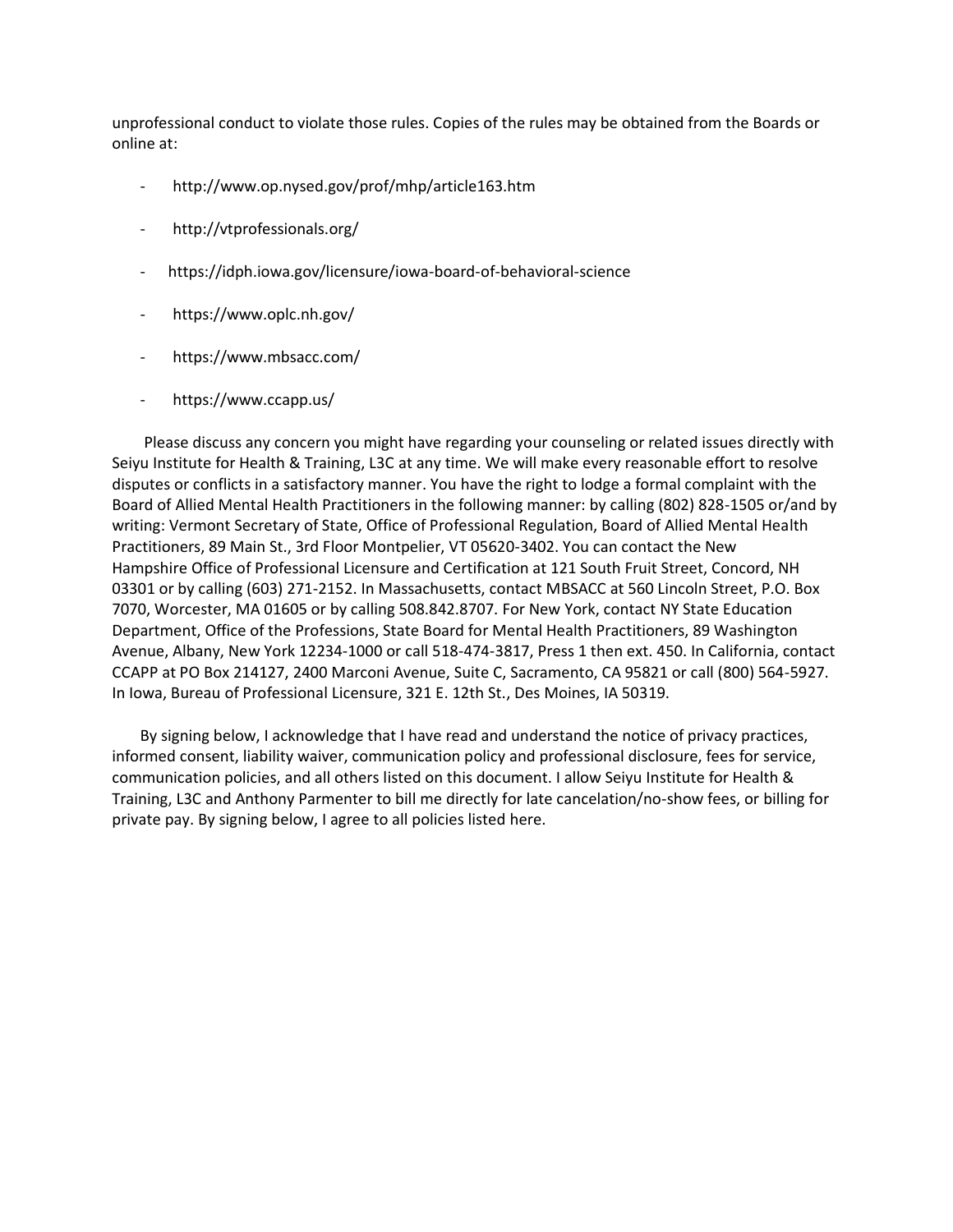unprofessional conduct to violate those rules. Copies of the rules may be obtained from the Boards or online at:

- http://www.op.nysed.gov/prof/mhp/article163.htm
- http://vtprofessionals.org/
- https://idph.iowa.gov/licensure/iowa-board-of-behavioral-science
- https://www.oplc.nh.gov/
- https://www.mbsacc.com/
- https://www.ccapp.us/

Please discuss any concern you might have regarding your counseling or related issues directly with Seiyu Institute for Health & Training, L3C at any time. We will make every reasonable effort to resolve disputes or conflicts in a satisfactory manner. You have the right to lodge a formal complaint with the Board of Allied Mental Health Practitioners in the following manner: by calling (802) 828-1505 or/and by writing: Vermont Secretary of State, Office of Professional Regulation, Board of Allied Mental Health Practitioners, 89 Main St., 3rd Floor Montpelier, VT 05620-3402. You can contact the New Hampshire Office of Professional Licensure and Certification at 121 South Fruit Street, Concord, NH 03301 or by calling (603) 271-2152. In Massachusetts, contact MBSACC at 560 Lincoln Street, P.O. Box 7070, Worcester, MA 01605 or by calling 508.842.8707. For New York, contact NY State Education Department, Office of the Professions, State Board for Mental Health Practitioners, 89 Washington Avenue, Albany, New York 12234-1000 or call 518-474-3817, Press 1 then ext. 450. In California, contact CCAPP at PO Box 214127, 2400 Marconi Avenue, Suite C, Sacramento, CA 95821 or call (800) 564-5927. In Iowa, Bureau of Professional Licensure, 321 E. 12th St., Des Moines, IA 50319.

By signing below, I acknowledge that I have read and understand the notice of privacy practices, informed consent, liability waiver, communication policy and professional disclosure, fees for service, communication policies, and all others listed on this document. I allow Seiyu Institute for Health & Training, L3C and Anthony Parmenter to bill me directly for late cancelation/no-show fees, or billing for private pay. By signing below, I agree to all policies listed here.